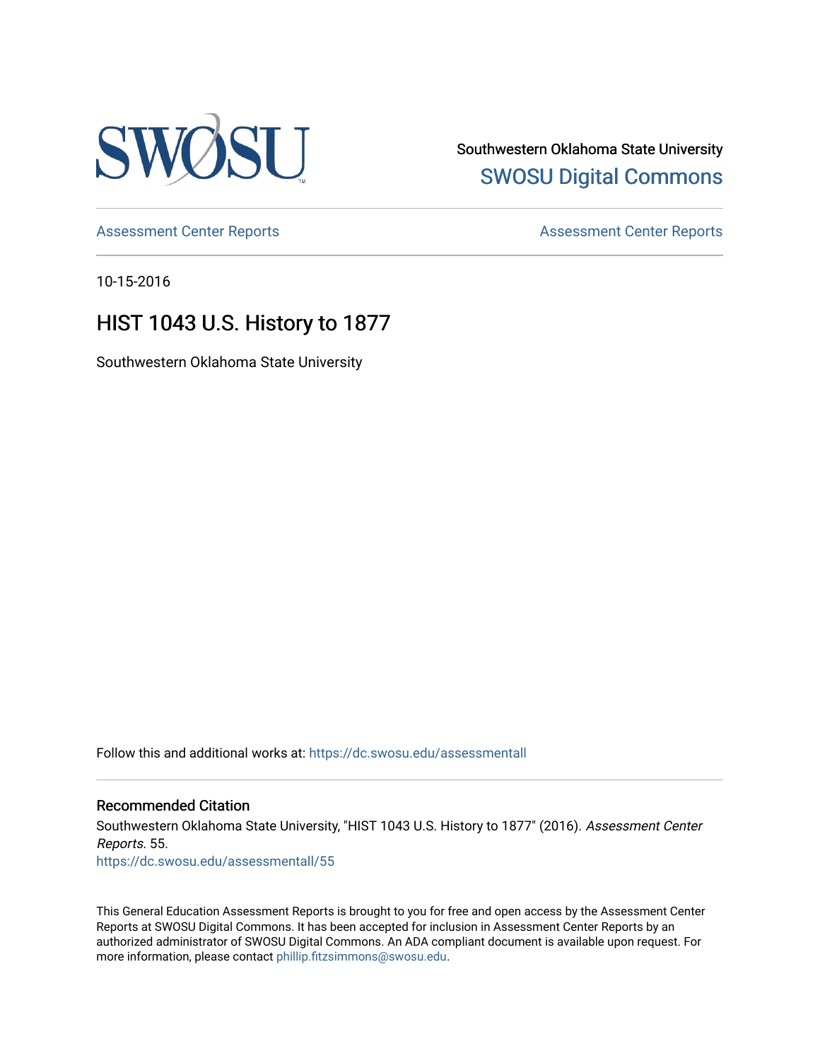Southwestern Oklahoma State University

SWOSU Digital Commons

Assessment Center Reports

Assessment Center Reports

10-15-2016

# HIST 1043 U.S. History to 1877

Southwestern Oklahoma State University

Follow this and additional works at: https://dc.swosu.edu/assessmentall

### Recommended Citation

Southwestern Oklahoma State University, "HIST 1043 U.S. History to 1877" (2016). *Assessment Center Reports*. 55.
https://dc.swosu.edu/assessmentall/55

This General Education Assessment Reports is brought to you for free and open access by the Assessment Center Reports at SWOSU Digital Commons. It has been accepted for inclusion in Assessment Center Reports by an authorized administrator of SWOSU Digital Commons. An ADA compliant document is available upon request. For more information, please contact phillip.fitzsimmons@swosu.edu.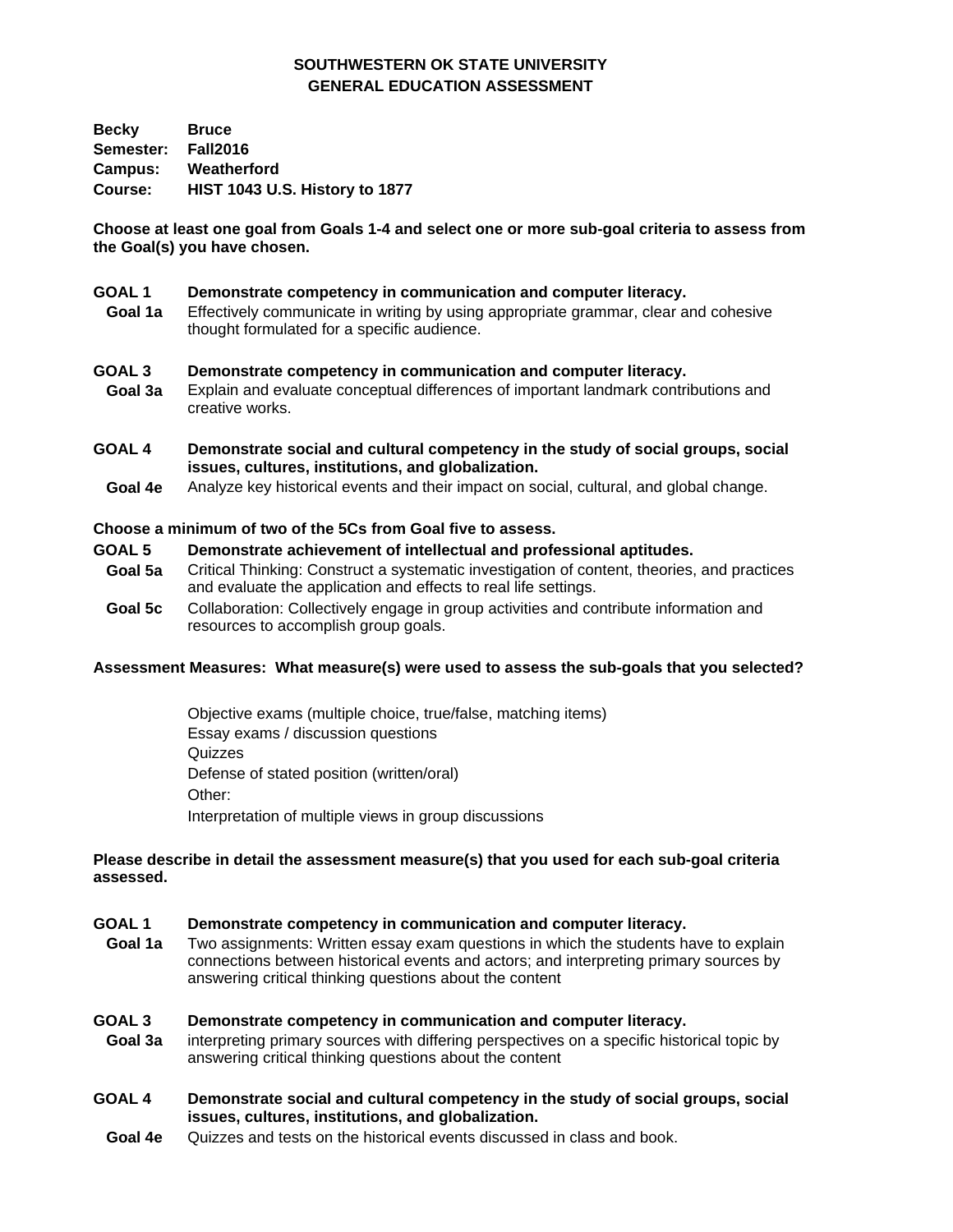**SOUTHWESTERN OK STATE UNIVERSITY**
**GENERAL EDUCATION ASSESSMENT**

**Becky** **Bruce**
**Semester:** **Fall2016**
**Campus:** **Weatherford**
**Course:** **HIST 1043 U.S. History to 1877**

**Choose at least one goal from Goals 1-4 and select one or more sub-goal criteria to assess from the Goal(s) you have chosen.**

**GOAL 1** **Demonstrate competency in communication and computer literacy.**
**Goal 1a** Effectively communicate in writing by using appropriate grammar, clear and cohesive thought formulated for a specific audience.

**GOAL 3** **Demonstrate competency in communication and computer literacy.**
**Goal 3a** Explain and evaluate conceptual differences of important landmark contributions and creative works.

**GOAL 4** **Demonstrate social and cultural competency in the study of social groups, social issues, cultures, institutions, and globalization.**
**Goal 4e** Analyze key historical events and their impact on social, cultural, and global change.

**Choose a minimum of two of the 5Cs from Goal five to assess.**

**GOAL 5** **Demonstrate achievement of intellectual and professional aptitudes.**
**Goal 5a** Critical Thinking: Construct a systematic investigation of content, theories, and practices and evaluate the application and effects to real life settings.
**Goal 5c** Collaboration: Collectively engage in group activities and contribute information and resources to accomplish group goals.

**Assessment Measures: What measure(s) were used to assess the sub-goals that you selected?**

Objective exams (multiple choice, true/false, matching items)
Essay exams / discussion questions
Quizzes
Defense of stated position (written/oral)
Other:
Interpretation of multiple views in group discussions

**Please describe in detail the assessment measure(s) that you used for each sub-goal criteria assessed.**

**GOAL 1** **Demonstrate competency in communication and computer literacy.**
**Goal 1a** Two assignments: Written essay exam questions in which the students have to explain connections between historical events and actors; and interpreting primary sources by answering critical thinking questions about the content

**GOAL 3** **Demonstrate competency in communication and computer literacy.**
**Goal 3a** interpreting primary sources with differing perspectives on a specific historical topic by answering critical thinking questions about the content

**GOAL 4** **Demonstrate social and cultural competency in the study of social groups, social issues, cultures, institutions, and globalization.**
**Goal 4e** Quizzes and tests on the historical events discussed in class and book.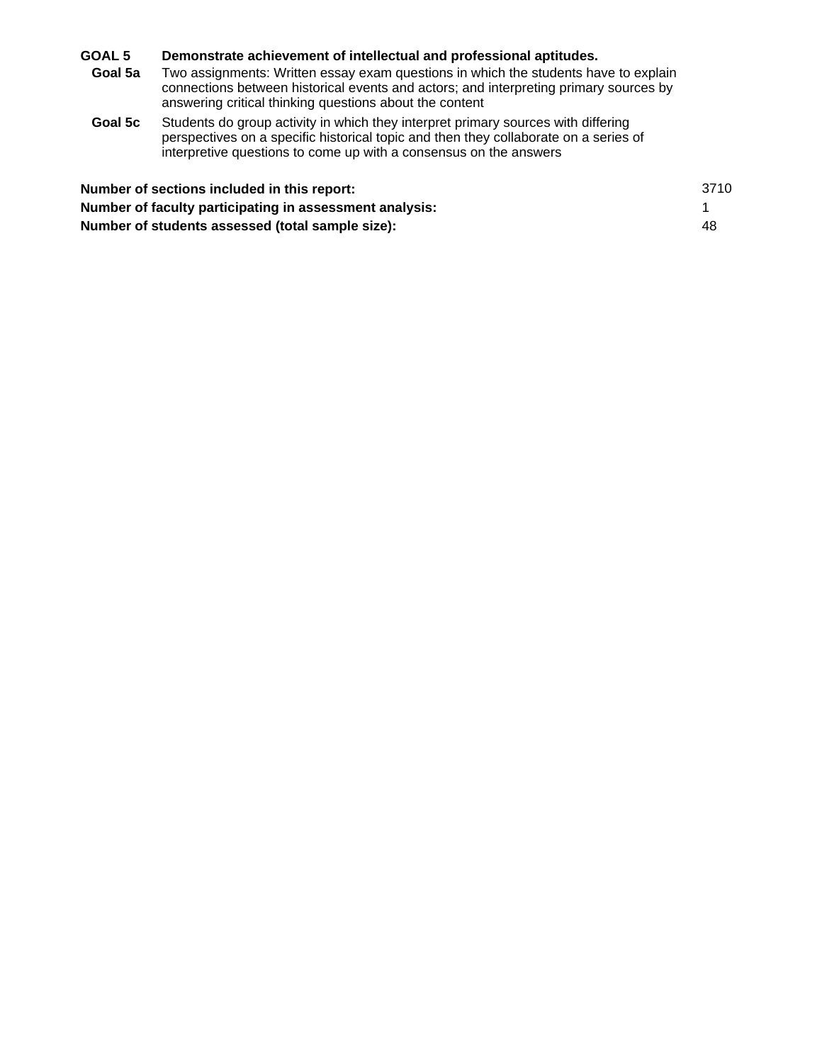**GOAL 5** **Demonstrate achievement of intellectual and professional aptitudes.**

**Goal 5a** Two assignments: Written essay exam questions in which the students have to explain connections between historical events and actors; and interpreting primary sources by answering critical thinking questions about the content

**Goal 5c** Students do group activity in which they interpret primary sources with differing perspectives on a specific historical topic and then they collaborate on a series of interpretive questions to come up with a consensus on the answers

| | |
|---|---|
| **Number of sections included in this report:** | 3710 |
| **Number of faculty participating in assessment analysis:** | 1 |
| **Number of students assessed (total sample size):** | 48 |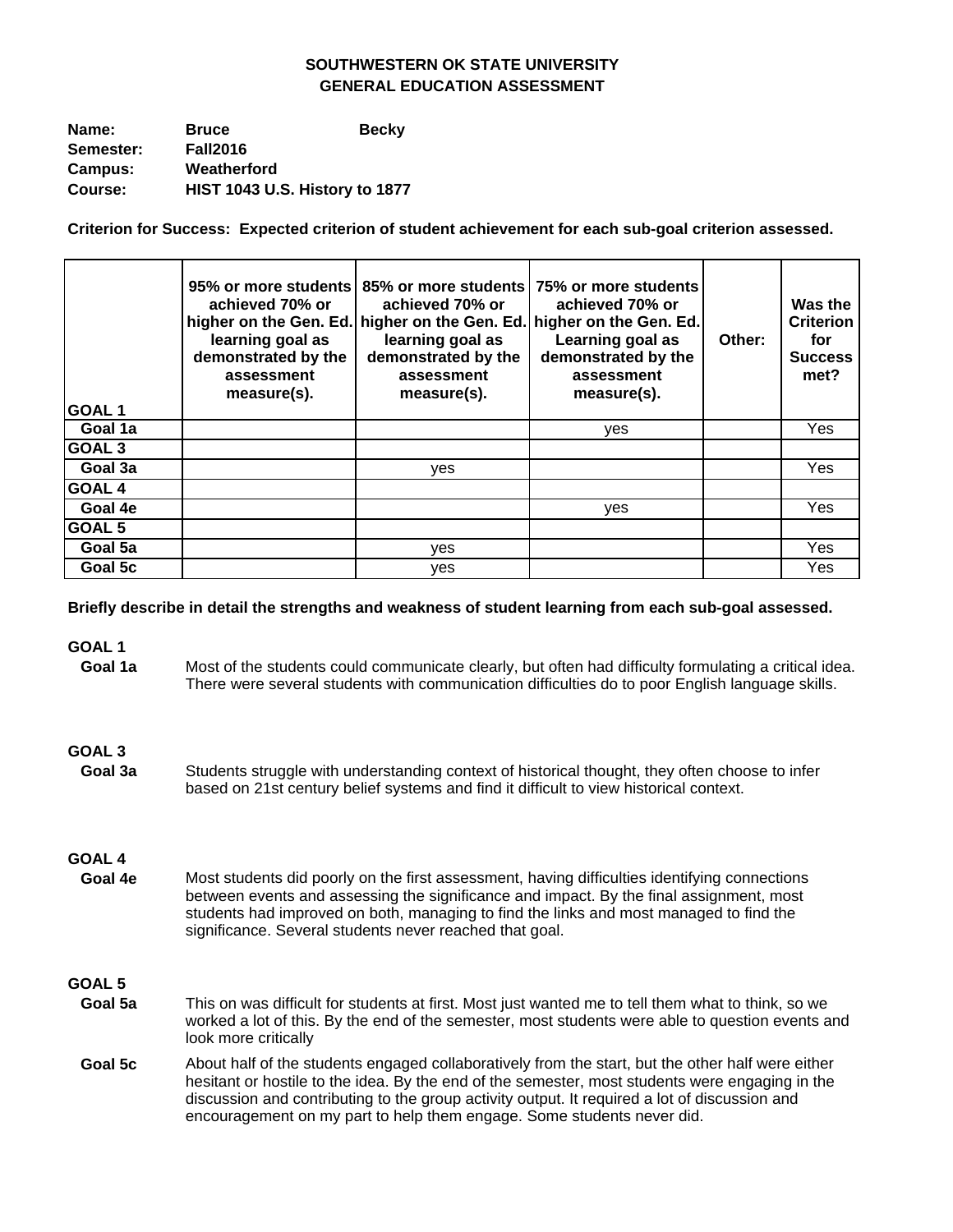# SOUTHWESTERN OK STATE UNIVERSITY
## GENERAL EDUCATION ASSESSMENT

**Name:** **Bruce** **Becky**
**Semester:** **Fall2016**
**Campus:** **Weatherford**
**Course:** **HIST 1043 U.S. History to 1877**

**Criterion for Success: Expected criterion of student achievement for each sub-goal criterion assessed.**

| GOAL 1 | 95% or more students achieved 70% or higher on the Gen. Ed. learning goal as demonstrated by the assessment measure(s). | 85% or more students achieved 70% or higher on the Gen. Ed. learning goal as demonstrated by the assessment measure(s). | 75% or more students achieved 70% or higher on the Gen. Ed. Learning goal as demonstrated by the assessment measure(s). | Other: | Was the Criterion for Success met? |
|---|---|---|---|---|---|
| Goal 1a | | | yes | | Yes |
| **GOAL 3** | | | | | |
| Goal 3a | | yes | | | Yes |
| **GOAL 4** | | | | | |
| Goal 4e | | | yes | | Yes |
| **GOAL 5** | | | | | |
| Goal 5a | | yes | | | Yes |
| Goal 5c | | yes | | | Yes |

**Briefly describe in detail the strengths and weakness of student learning from each sub-goal assessed.**

**GOAL 1**

**Goal 1a** Most of the students could communicate clearly, but often had difficulty formulating a critical idea. There were several students with communication difficulties do to poor English language skills.

**GOAL 3**

**Goal 3a** Students struggle with understanding context of historical thought, they often choose to infer based on 21st century belief systems and find it difficult to view historical context.

**GOAL 4**

**Goal 4e** Most students did poorly on the first assessment, having difficulties identifying connections between events and assessing the significance and impact. By the final assignment, most students had improved on both, managing to find the links and most managed to find the significance. Several students never reached that goal.

**GOAL 5**

**Goal 5a** This on was difficult for students at first. Most just wanted me to tell them what to think, so we worked a lot of this. By the end of the semester, most students were able to question events and look more critically

**Goal 5c** About half of the students engaged collaboratively from the start, but the other half were either hesitant or hostile to the idea. By the end of the semester, most students were engaging in the discussion and contributing to the group activity output. It required a lot of discussion and encouragement on my part to help them engage. Some students never did.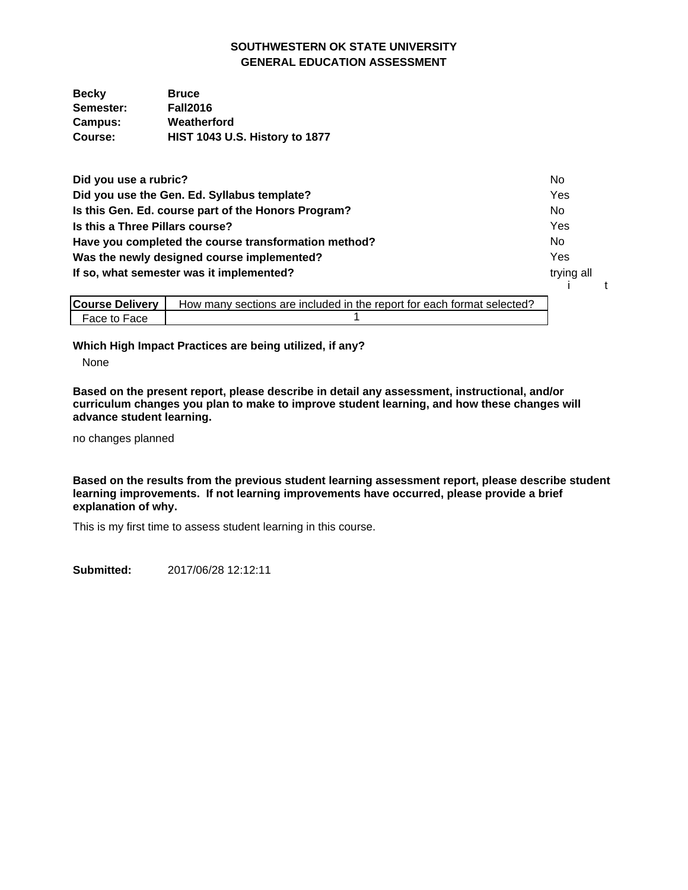**SOUTHWESTERN OK STATE UNIVERSITY**
**GENERAL EDUCATION ASSESSMENT**

| | |
|---|---|
| **Becky** | **Bruce** |
| **Semester:** | **Fall2016** |
| **Campus:** | **Weatherford** |
| **Course:** | **HIST 1043 U.S. History to 1877** |

| | |
|---|---|
| **Did you use a rubric?** | No |
| **Did you use the Gen. Ed. Syllabus template?** | Yes |
| **Is this Gen. Ed. course part of the Honors Program?** | No |
| **Is this a Three Pillars course?** | Yes |
| **Have you completed the course transformation method?** | No |
| **Was the newly designed course implemented?** | Yes |
| **If so, what semester was it implemented?** | trying all i t |

| **Course Delivery** | How many sections are included in the report for each format selected? |
|---|---|
| Face to Face | 1 |

**Which High Impact Practices are being utilized, if any?**

None

**Based on the present report, please describe in detail any assessment, instructional, and/or curriculum changes you plan to make to improve student learning, and how these changes will advance student learning.**

no changes planned

**Based on the results from the previous student learning assessment report, please describe student learning improvements. If not learning improvements have occurred, please provide a brief explanation of why.**

This is my first time to assess student learning in this course.

**Submitted:** 2017/06/28 12:12:11